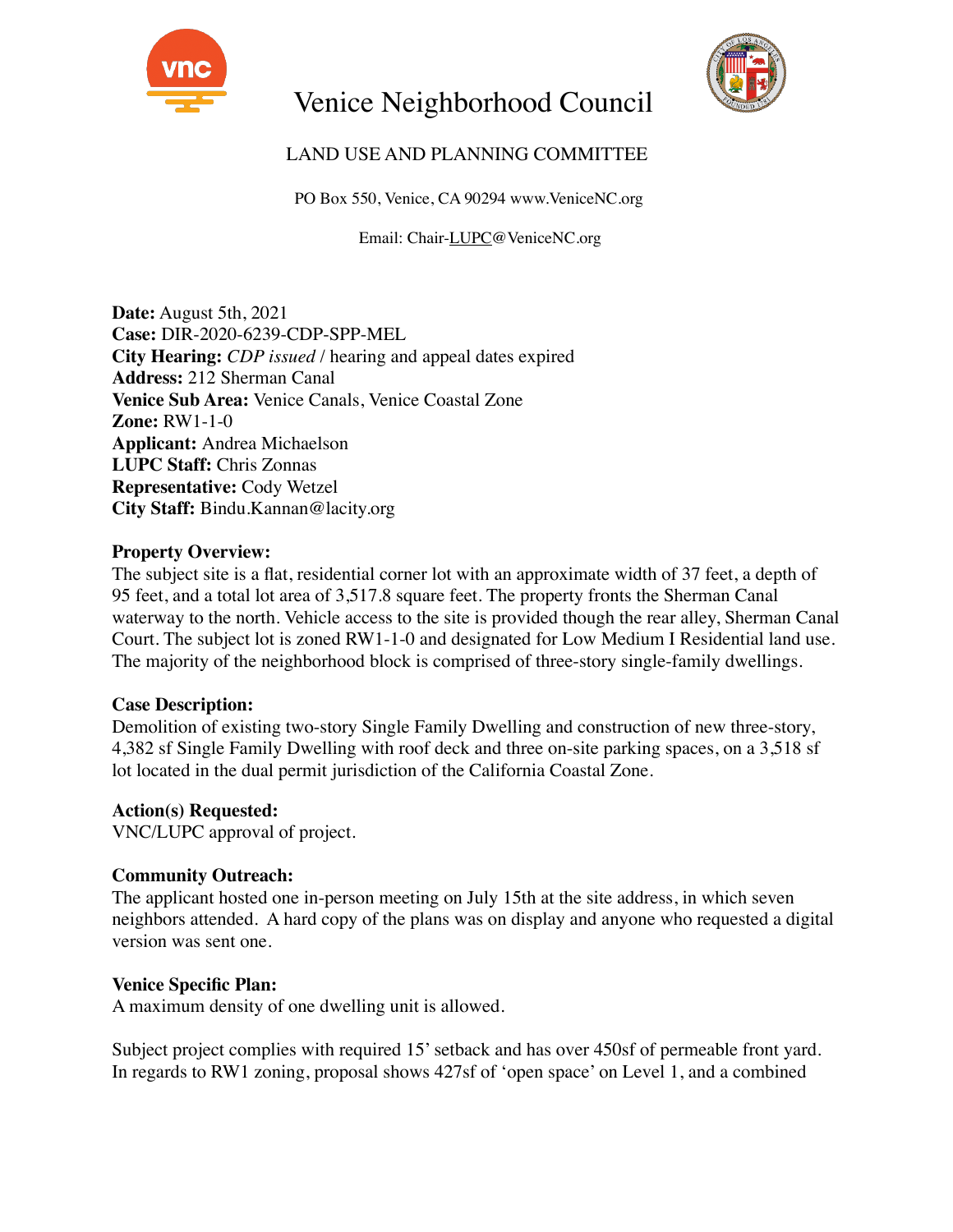# Venice Neighborhood Council

## LAND USE AND PLANNING COMMITTEE

PO Box 550, Venice, CA 90294 www.VeniceNC.org

Email: Chair-LUPC@VeniceNC.org

**Date:** August 5th, 2021
**Case:** DIR-2020-6239-CDP-SPP-MEL
**City Hearing:** *CDP issued* / hearing and appeal dates expired
**Address:** 212 Sherman Canal
**Venice Sub Area:** Venice Canals, Venice Coastal Zone
**Zone:** RW1-1-0
**Applicant:** Andrea Michaelson
**LUPC Staff:** Chris Zonnas
**Representative:** Cody Wetzel
**City Staff:** Bindu.Kannan@lacity.org

**Property Overview:**
The subject site is a flat, residential corner lot with an approximate width of 37 feet, a depth of 95 feet, and a total lot area of 3,517.8 square feet. The property fronts the Sherman Canal waterway to the north. Vehicle access to the site is provided though the rear alley, Sherman Canal Court. The subject lot is zoned RW1-1-0 and designated for Low Medium I Residential land use. The majority of the neighborhood block is comprised of three-story single-family dwellings.

**Case Description:**
Demolition of existing two-story Single Family Dwelling and construction of new three-story, 4,382 sf Single Family Dwelling with roof deck and three on-site parking spaces, on a 3,518 sf lot located in the dual permit jurisdiction of the California Coastal Zone.

**Action(s) Requested:**
VNC/LUPC approval of project.

**Community Outreach:**
The applicant hosted one in-person meeting on July 15th at the site address, in which seven neighbors attended. A hard copy of the plans was on display and anyone who requested a digital version was sent one.

**Venice Specific Plan:**
A maximum density of one dwelling unit is allowed.

Subject project complies with required 15' setback and has over 450sf of permeable front yard. In regards to RW1 zoning, proposal shows 427sf of 'open space' on Level 1, and a combined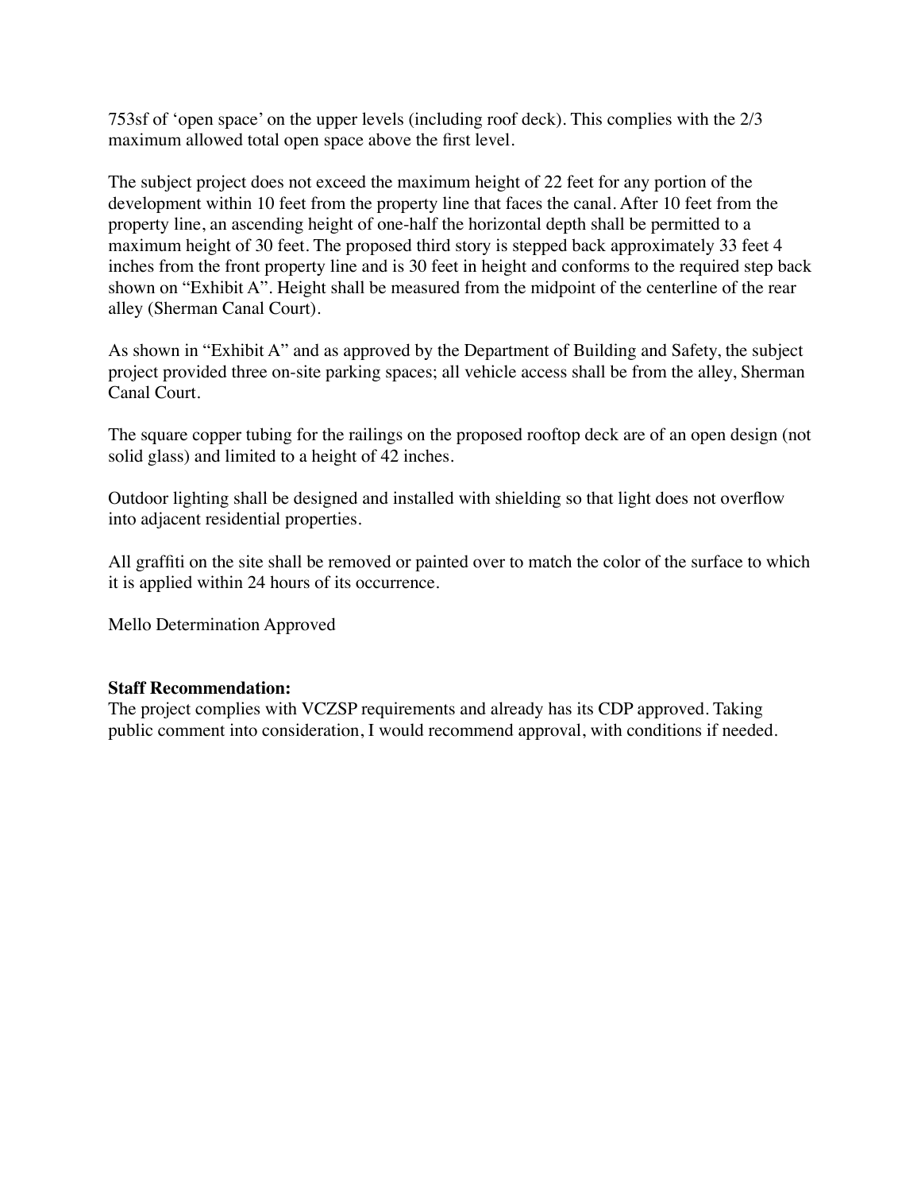753sf of 'open space' on the upper levels (including roof deck). This complies with the 2/3 maximum allowed total open space above the first level.

The subject project does not exceed the maximum height of 22 feet for any portion of the development within 10 feet from the property line that faces the canal. After 10 feet from the property line, an ascending height of one-half the horizontal depth shall be permitted to a maximum height of 30 feet. The proposed third story is stepped back approximately 33 feet 4 inches from the front property line and is 30 feet in height and conforms to the required step back shown on "Exhibit A". Height shall be measured from the midpoint of the centerline of the rear alley (Sherman Canal Court).

As shown in "Exhibit A" and as approved by the Department of Building and Safety, the subject project provided three on-site parking spaces; all vehicle access shall be from the alley, Sherman Canal Court.

The square copper tubing for the railings on the proposed rooftop deck are of an open design (not solid glass) and limited to a height of 42 inches.

Outdoor lighting shall be designed and installed with shielding so that light does not overflow into adjacent residential properties.

All graffiti on the site shall be removed or painted over to match the color of the surface to which it is applied within 24 hours of its occurrence.

Mello Determination Approved

**Staff Recommendation:**
The project complies with VCZSP requirements and already has its CDP approved. Taking public comment into consideration, I would recommend approval, with conditions if needed.